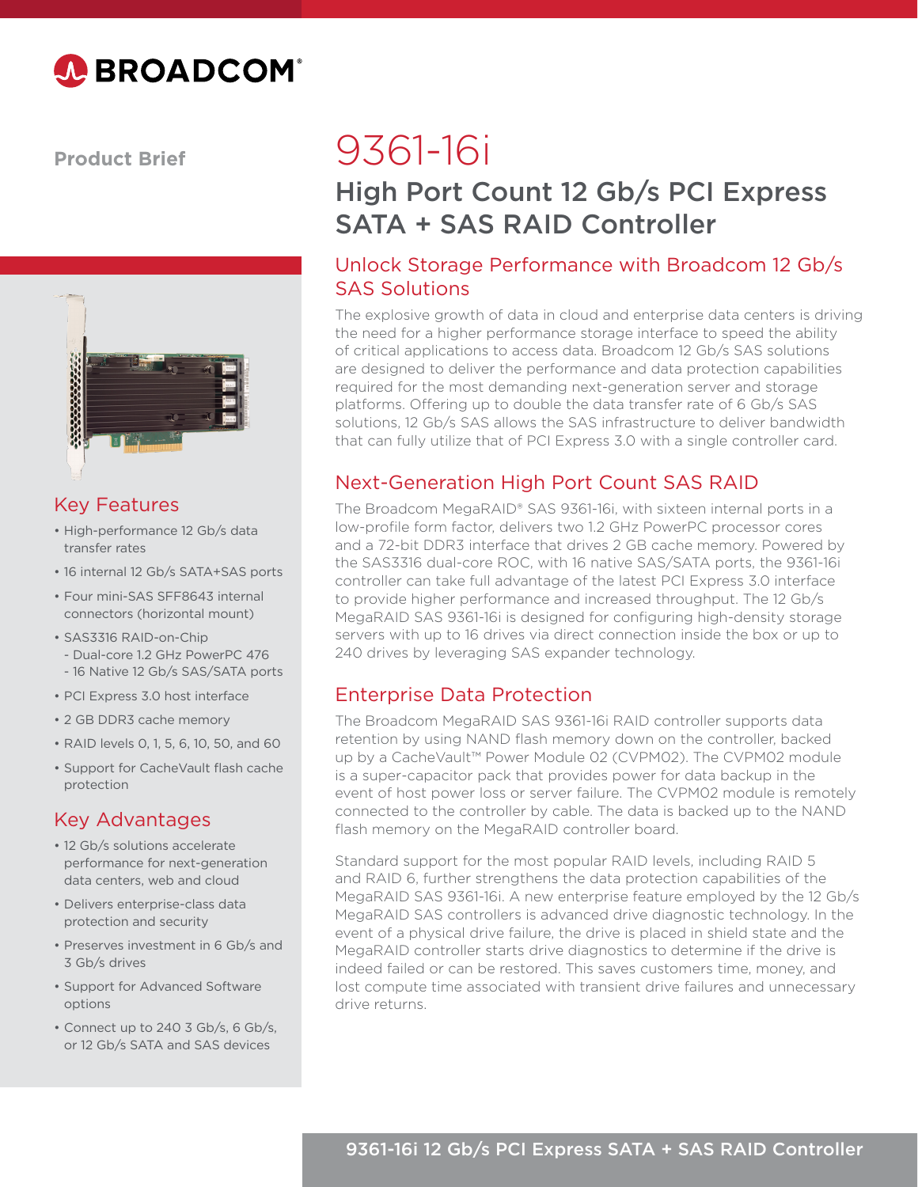Product Brief

# 9361-16i

## High Port Count 12 Gb/s PCI Express SATA + SAS RAID Controller

### Key Features

- High-performance 12 Gb/s data transfer rates
- 16 internal 12 Gb/s SATA+SAS ports
- Four mini-SAS SFF8643 internal connectors (horizontal mount)
- SAS3316 RAID-on-Chip
  - Dual-core 1.2 GHz PowerPC 476
  - 16 Native 12 Gb/s SAS/SATA ports
- PCI Express 3.0 host interface
- 2 GB DDR3 cache memory
- RAID levels 0, 1, 5, 6, 10, 50, and 60
- Support for CacheVault flash cache protection

### Key Advantages

- 12 Gb/s solutions accelerate performance for next-generation data centers, web and cloud
- Delivers enterprise-class data protection and security
- Preserves investment in 6 Gb/s and 3 Gb/s drives
- Support for Advanced Software options
- Connect up to 240 3 Gb/s, 6 Gb/s, or 12 Gb/s SATA and SAS devices

### Unlock Storage Performance with Broadcom 12 Gb/s SAS Solutions

The explosive growth of data in cloud and enterprise data centers is driving the need for a higher performance storage interface to speed the ability of critical applications to access data. Broadcom 12 Gb/s SAS solutions are designed to deliver the performance and data protection capabilities required for the most demanding next-generation server and storage platforms. Offering up to double the data transfer rate of 6 Gb/s SAS solutions, 12 Gb/s SAS allows the SAS infrastructure to deliver bandwidth that can fully utilize that of PCI Express 3.0 with a single controller card.

### Next-Generation High Port Count SAS RAID

The Broadcom MegaRAID® SAS 9361-16i, with sixteen internal ports in a low-profile form factor, delivers two 1.2 GHz PowerPC processor cores and a 72-bit DDR3 interface that drives 2 GB cache memory. Powered by the SAS3316 dual-core ROC, with 16 native SAS/SATA ports, the 9361-16i controller can take full advantage of the latest PCI Express 3.0 interface to provide higher performance and increased throughput. The 12 Gb/s MegaRAID SAS 9361-16i is designed for configuring high-density storage servers with up to 16 drives via direct connection inside the box or up to 240 drives by leveraging SAS expander technology.

### Enterprise Data Protection

The Broadcom MegaRAID SAS 9361-16i RAID controller supports data retention by using NAND flash memory down on the controller, backed up by a CacheVault™ Power Module 02 (CVPM02). The CVPM02 module is a super-capacitor pack that provides power for data backup in the event of host power loss or server failure. The CVPM02 module is remotely connected to the controller by cable. The data is backed up to the NAND flash memory on the MegaRAID controller board.

Standard support for the most popular RAID levels, including RAID 5 and RAID 6, further strengthens the data protection capabilities of the MegaRAID SAS 9361-16i. A new enterprise feature employed by the 12 Gb/s MegaRAID SAS controllers is advanced drive diagnostic technology. In the event of a physical drive failure, the drive is placed in shield state and the MegaRAID controller starts drive diagnostics to determine if the drive is indeed failed or can be restored. This saves customers time, money, and lost compute time associated with transient drive failures and unnecessary drive returns.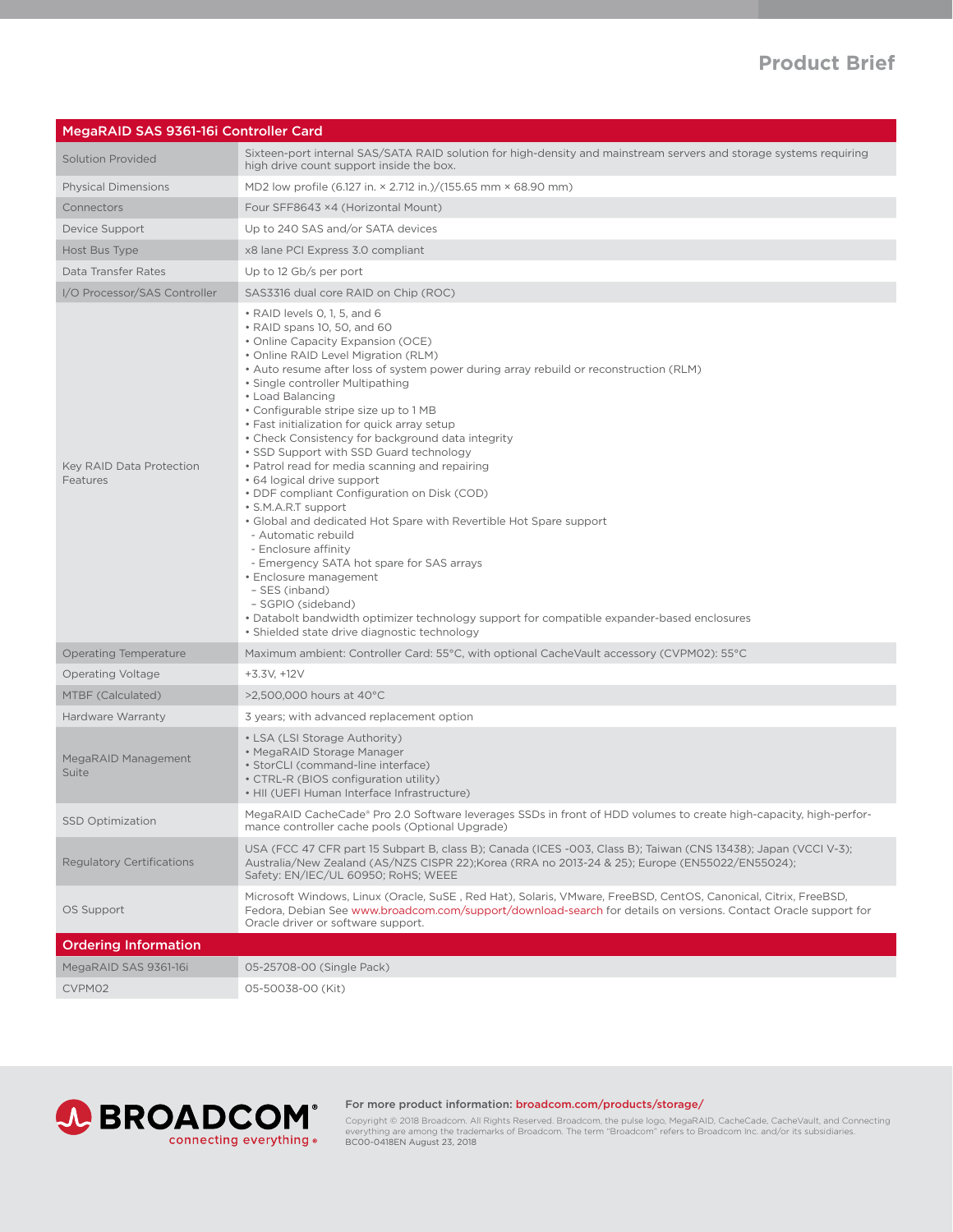| MegaRAID SAS 9361-16i Controller Card | |
|---|---|
| Solution Provided | Sixteen-port internal SAS/SATA RAID solution for high-density and mainstream servers and storage systems requiring high drive count support inside the box. |
| Physical Dimensions | MD2 low profile (6.127 in. × 2.712 in.)/(155.65 mm × 68.90 mm) |
| Connectors | Four SFF8643 ×4 (Horizontal Mount) |
| Device Support | Up to 240 SAS and/or SATA devices |
| Host Bus Type | x8 lane PCI Express 3.0 compliant |
| Data Transfer Rates | Up to 12 Gb/s per port |
| I/O Processor/SAS Controller | SAS3316 dual core RAID on Chip (ROC) |
| Key RAID Data Protection Features | • RAID levels 0, 1, 5, and 6<br>• RAID spans 10, 50, and 60<br>• Online Capacity Expansion (OCE)<br>• Online RAID Level Migration (RLM)<br>• Auto resume after loss of system power during array rebuild or reconstruction (RLM)<br>• Single controller Multipathing<br>• Load Balancing<br>• Configurable stripe size up to 1 MB<br>• Fast initialization for quick array setup<br>• Check Consistency for background data integrity<br>• SSD Support with SSD Guard technology<br>• Patrol read for media scanning and repairing<br>• 64 logical drive support<br>• DDF compliant Configuration on Disk (COD)<br>• S.M.A.R.T support<br>• Global and dedicated Hot Spare with Revertible Hot Spare support<br>- Automatic rebuild<br>- Enclosure affinity<br>- Emergency SATA hot spare for SAS arrays<br>• Enclosure management<br>– SES (inband)<br>– SGPIO (sideband)<br>• Databolt bandwidth optimizer technology support for compatible expander-based enclosures<br>• Shielded state drive diagnostic technology |
| Operating Temperature | Maximum ambient: Controller Card: 55°C, with optional CacheVault accessory (CVPM02): 55°C |
| Operating Voltage | +3.3V, +12V |
| MTBF (Calculated) | >2,500,000 hours at 40°C |
| Hardware Warranty | 3 years; with advanced replacement option |
| MegaRAID Management Suite | • LSA (LSI Storage Authority)<br>• MegaRAID Storage Manager<br>• StorCLI (command-line interface)<br>• CTRL-R (BIOS configuration utility)<br>• HII (UEFI Human Interface Infrastructure) |
| SSD Optimization | MegaRAID CacheCade® Pro 2.0 Software leverages SSDs in front of HDD volumes to create high-capacity, high-performance controller cache pools (Optional Upgrade) |
| Regulatory Certifications | USA (FCC 47 CFR part 15 Subpart B, class B); Canada (ICES -003, Class B); Taiwan (CNS 13438); Japan (VCCI V-3); Australia/New Zealand (AS/NZS CISPR 22);Korea (RRA no 2013-24 & 25); Europe (EN55022/EN55024); Safety: EN/IEC/UL 60950; RoHS; WEEE |
| OS Support | Microsoft Windows, Linux (Oracle, SuSE , Red Hat), Solaris, VMware, FreeBSD, CentOS, Canonical, Citrix, FreeBSD, Fedora, Debian See www.broadcom.com/support/download-search for details on versions. Contact Oracle support for Oracle driver or software support. |

| Ordering Information | |
|---|---|
| MegaRAID SAS 9361-16i | 05-25708-00 (Single Pack) |
| CVPM02 | 05-50038-00 (Kit) |

For more product information: broadcom.com/products/storage/

Copyright © 2018 Broadcom. All Rights Reserved. Broadcom, the pulse logo, MegaRAID, CacheCade, CacheVault, and Connecting everything are among the trademarks of Broadcom. The term "Broadcom" refers to Broadcom Inc. and/or its subsidiaries.
BC00-0418EN August 23, 2018